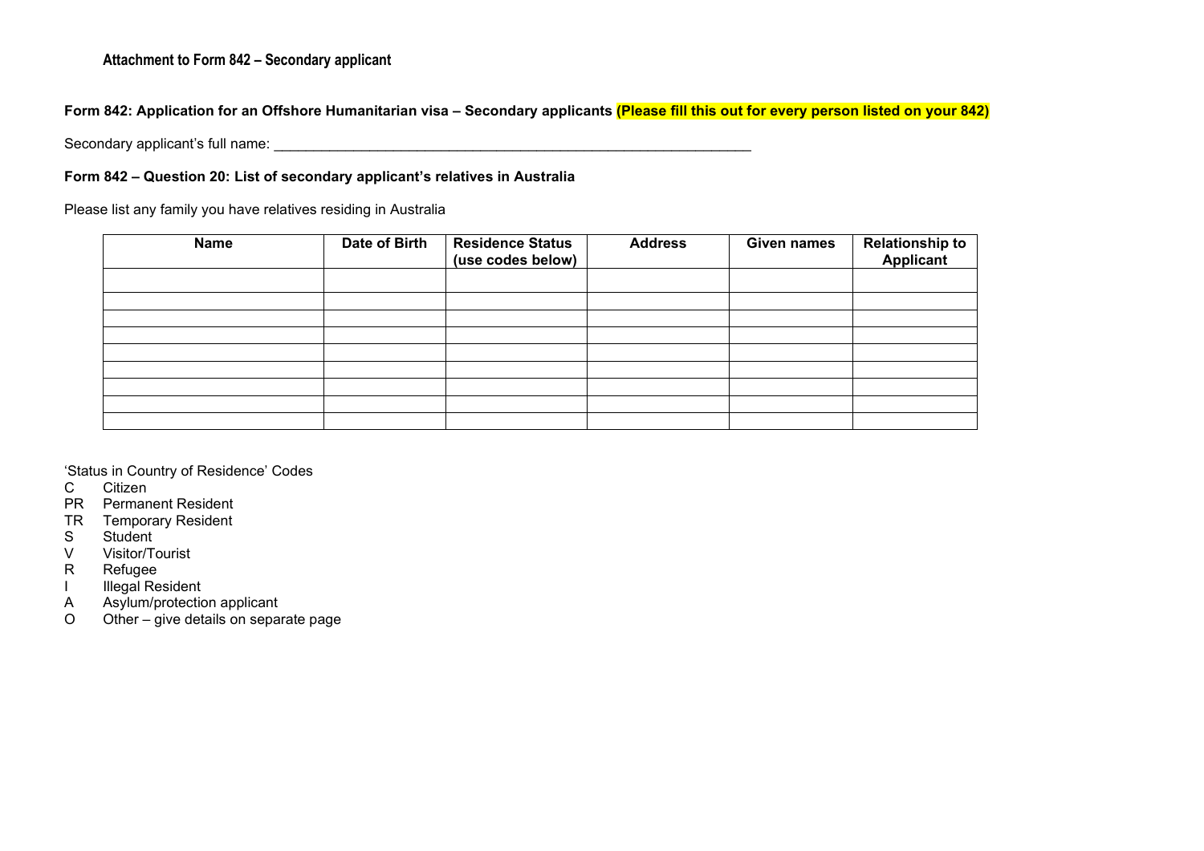**Attachment to Form 842 – Secondary applicant**

**Form 842: Application for an Offshore Humanitarian visa – Secondary applicants (Please fill this out for every person listed on your 842)**

Secondary applicant's full name: ____________________________________________________________

**Form 842 – Question 20: List of secondary applicant's relatives in Australia**

Please list any family you have relatives residing in Australia

| Name | Date of Birth | Residence Status (use codes below) | Address | Given names | Relationship to Applicant |
|---|---|---|---|---|---|
| | | | | | |
| | | | | | |
| | | | | | |
| | | | | | |
| | | | | | |
| | | | | | |
| | | | | | |
| | | | | | |
| | | | | | |

'Status in Country of Residence' Codes

C    Citizen
PR   Permanent Resident
TR   Temporary Resident
S    Student
V    Visitor/Tourist
R    Refugee
I    Illegal Resident
A    Asylum/protection applicant
O    Other – give details on separate page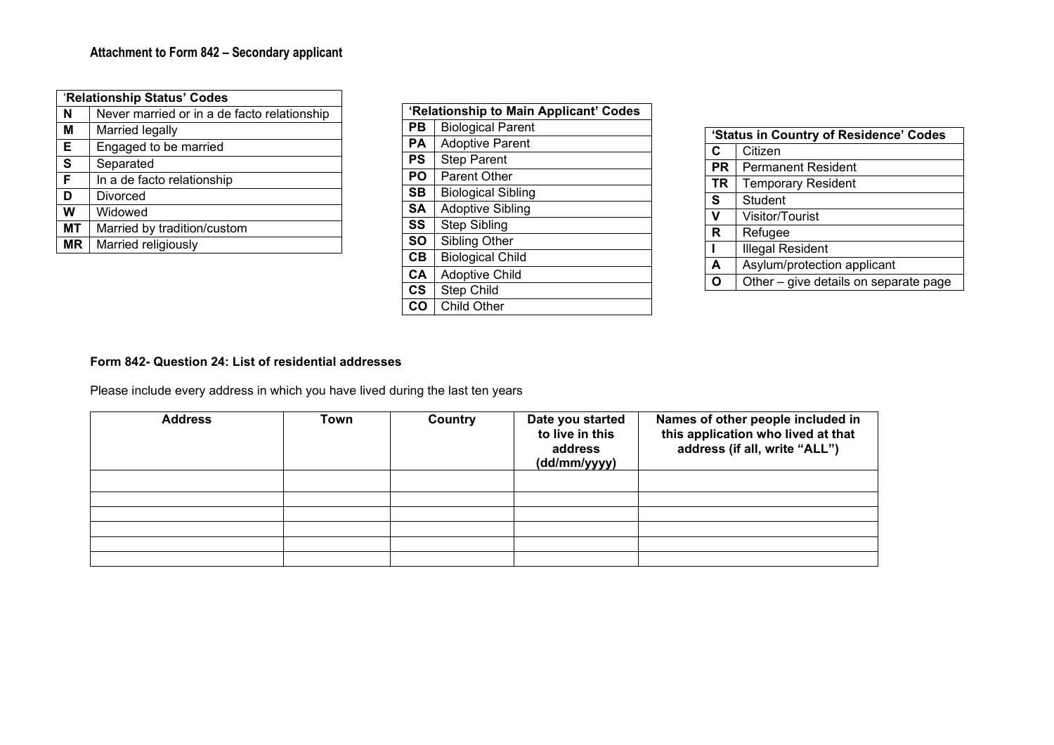**Attachment to Form 842 – Secondary applicant**

| 'Relationship Status' Codes | |
|---|---|
| N | Never married or in a de facto relationship |
| M | Married legally |
| E | Engaged to be married |
| S | Separated |
| F | In a de facto relationship |
| D | Divorced |
| W | Widowed |
| MT | Married by tradition/custom |
| MR | Married religiously |

| 'Relationship to Main Applicant' Codes | |
|---|---|
| PB | Biological Parent |
| PA | Adoptive Parent |
| PS | Step Parent |
| PO | Parent Other |
| SB | Biological Sibling |
| SA | Adoptive Sibling |
| SS | Step Sibling |
| SO | Sibling Other |
| CB | Biological Child |
| CA | Adoptive Child |
| CS | Step Child |
| CO | Child Other |

| 'Status in Country of Residence' Codes | |
|---|---|
| C | Citizen |
| PR | Permanent Resident |
| TR | Temporary Resident |
| S | Student |
| V | Visitor/Tourist |
| R | Refugee |
| I | Illegal Resident |
| A | Asylum/protection applicant |
| O | Other – give details on separate page |

**Form 842- Question 24: List of residential addresses**

Please include every address in which you have lived during the last ten years

| Address | Town | Country | Date you started to live in this address (dd/mm/yyyy) | Names of other people included in this application who lived at that address (if all, write "ALL") |
|---|---|---|---|---|
| | | | | |
| | | | | |
| | | | | |
| | | | | |
| | | | | |
| | | | | |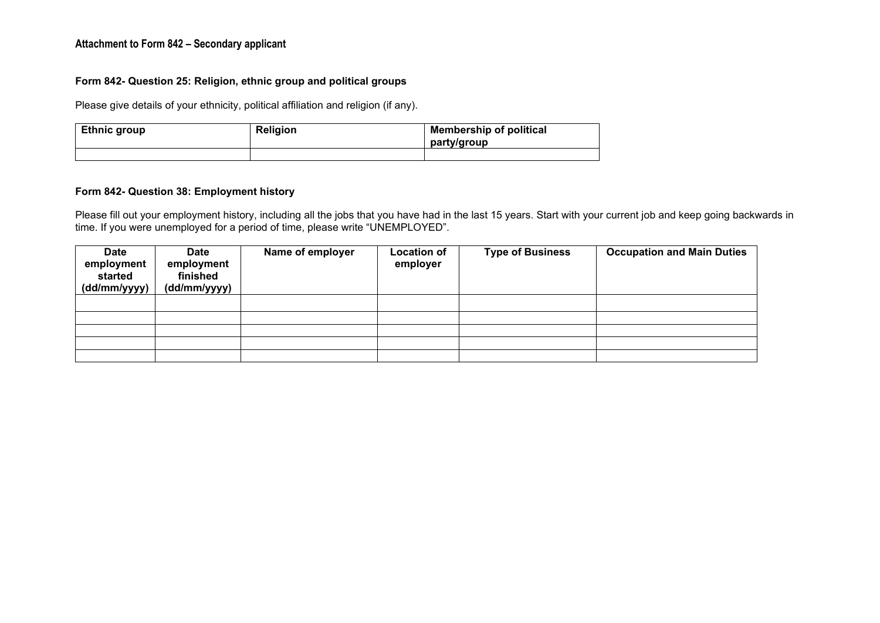**Attachment to Form 842 – Secondary applicant**

**Form 842- Question 25: Religion, ethnic group and political groups**

Please give details of your ethnicity, political affiliation and religion (if any).

| Ethnic group | Religion | Membership of political party/group |
|---|---|---|
| | | |

**Form 842- Question 38: Employment history**

Please fill out your employment history, including all the jobs that you have had in the last 15 years. Start with your current job and keep going backwards in time. If you were unemployed for a period of time, please write “UNEMPLOYED”.

| Date employment started (dd/mm/yyyy) | Date employment finished (dd/mm/yyyy) | Name of employer | Location of employer | Type of Business | Occupation and Main Duties |
|---|---|---|---|---|---|
| | | | | | |
| | | | | | |
| | | | | | |
| | | | | | |
| | | | | | |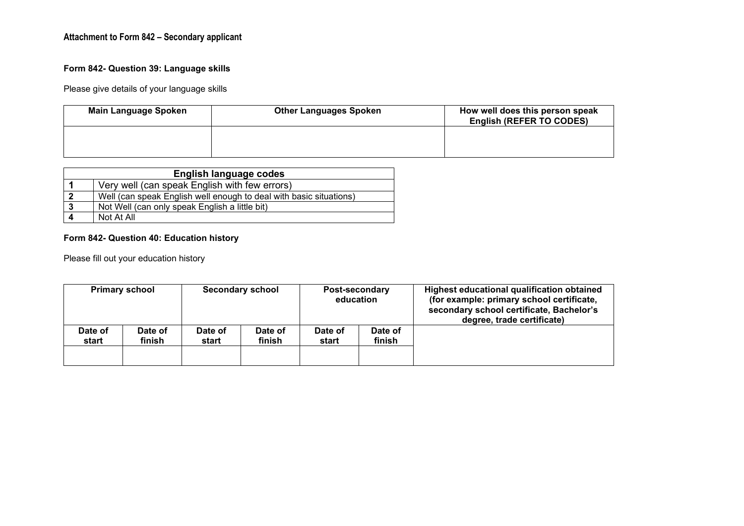**Attachment to Form 842 – Secondary applicant**

**Form 842- Question 39: Language skills**

Please give details of your language skills

| Main Language Spoken | Other Languages Spoken | How well does this person speak English (REFER TO CODES) |
|---|---|---|
| | | |

| English language codes | |
|---|---|
| **1** | Very well (can speak English with few errors) |
| **2** | Well (can speak English well enough to deal with basic situations) |
| **3** | Not Well (can only speak English a little bit) |
| **4** | Not At All |

**Form 842- Question 40: Education history**

Please fill out your education history

| Primary school | | Secondary school | | Post-secondary education | | Highest educational qualification obtained (for example: primary school certificate, secondary school certificate, Bachelor's degree, trade certificate) |
|---|---|---|---|---|---|---|
| Date of start | Date of finish | Date of start | Date of finish | Date of start | Date of finish | |
| | | | | | | |